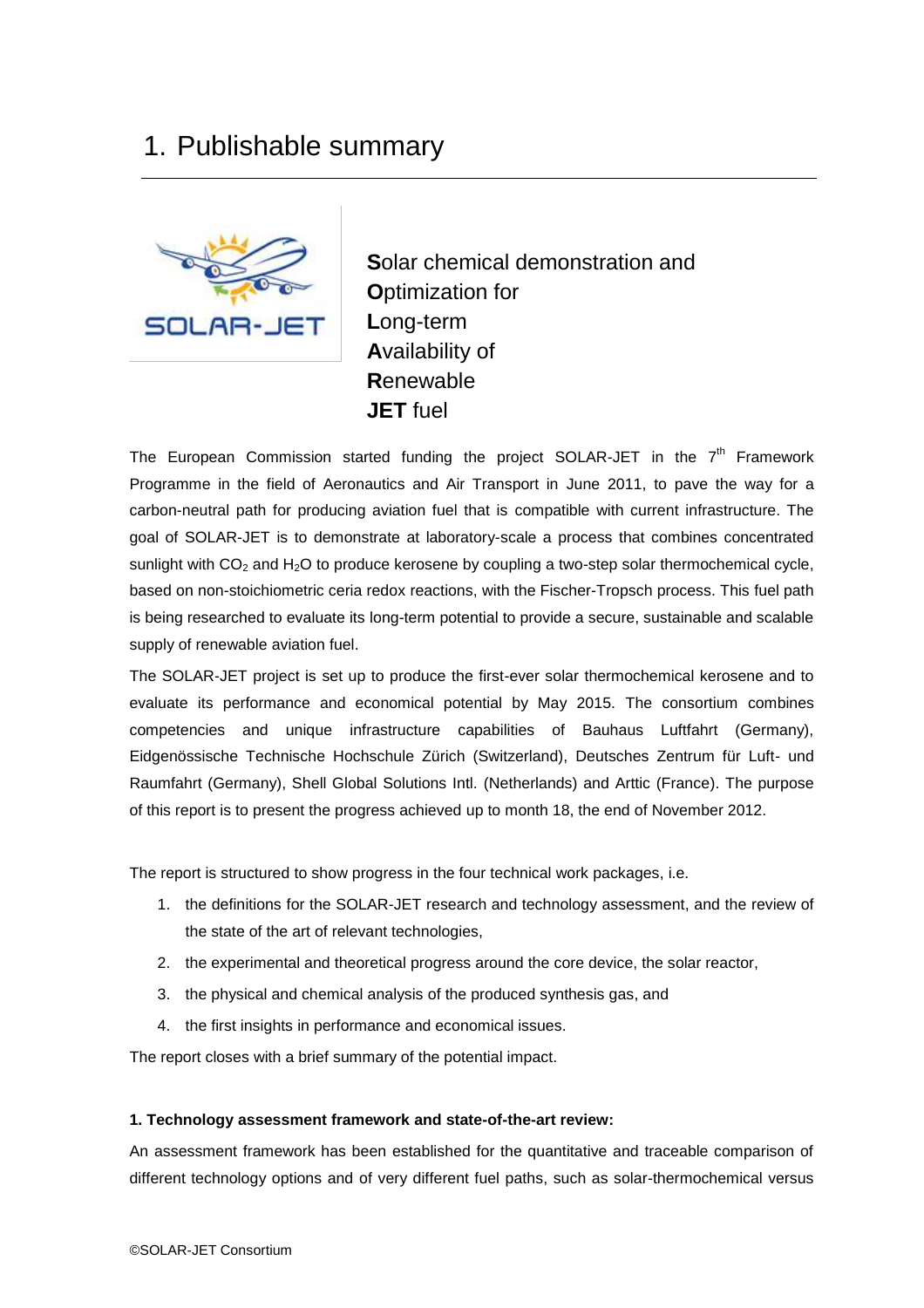# 1. Publishable summary

**S**olar chemical demonstration and
**O**ptimization for
**L**ong-term
**A**vailability of
**R**enewable
**JET** fuel

The European Commission started funding the project SOLAR-JET in the 7th Framework Programme in the field of Aeronautics and Air Transport in June 2011, to pave the way for a carbon-neutral path for producing aviation fuel that is compatible with current infrastructure. The goal of SOLAR-JET is to demonstrate at laboratory-scale a process that combines concentrated sunlight with $CO_2$ and $H_2O$ to produce kerosene by coupling a two-step solar thermochemical cycle, based on non-stoichiometric ceria redox reactions, with the Fischer-Tropsch process. This fuel path is being researched to evaluate its long-term potential to provide a secure, sustainable and scalable supply of renewable aviation fuel.

The SOLAR-JET project is set up to produce the first-ever solar thermochemical kerosene and to evaluate its performance and economical potential by May 2015. The consortium combines competencies and unique infrastructure capabilities of Bauhaus Luftfahrt (Germany), Eidgenössische Technische Hochschule Zürich (Switzerland), Deutsches Zentrum für Luft- und Raumfahrt (Germany), Shell Global Solutions Intl. (Netherlands) and Arttic (France). The purpose of this report is to present the progress achieved up to month 18, the end of November 2012.

The report is structured to show progress in the four technical work packages, i.e.

1. the definitions for the SOLAR-JET research and technology assessment, and the review of the state of the art of relevant technologies,
2. the experimental and theoretical progress around the core device, the solar reactor,
3. the physical and chemical analysis of the produced synthesis gas, and
4. the first insights in performance and economical issues.

The report closes with a brief summary of the potential impact.

**1. Technology assessment framework and state-of-the-art review:**

An assessment framework has been established for the quantitative and traceable comparison of different technology options and of very different fuel paths, such as solar-thermochemical versus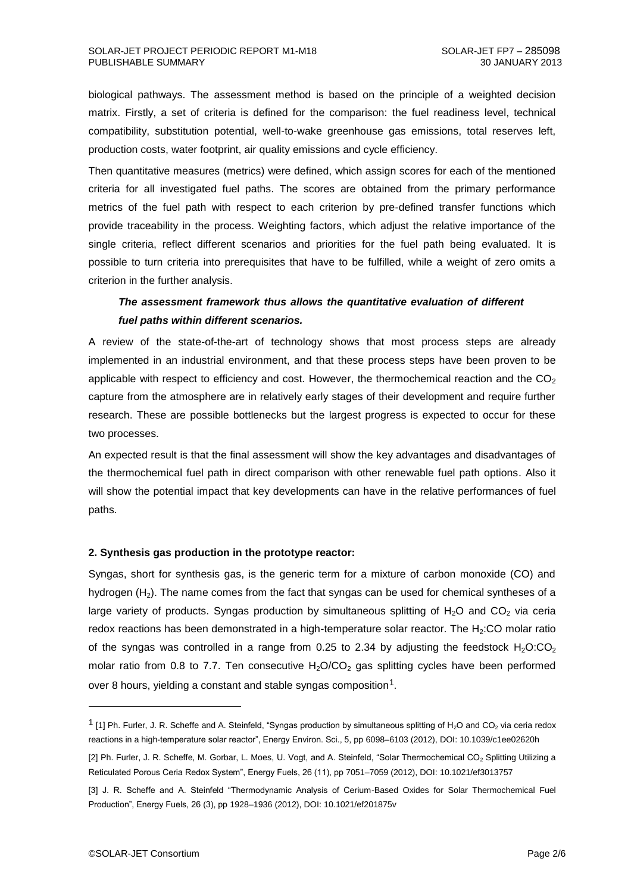biological pathways. The assessment method is based on the principle of a weighted decision matrix. Firstly, a set of criteria is defined for the comparison: the fuel readiness level, technical compatibility, substitution potential, well-to-wake greenhouse gas emissions, total reserves left, production costs, water footprint, air quality emissions and cycle efficiency.

Then quantitative measures (metrics) were defined, which assign scores for each of the mentioned criteria for all investigated fuel paths. The scores are obtained from the primary performance metrics of the fuel path with respect to each criterion by pre-defined transfer functions which provide traceability in the process. Weighting factors, which adjust the relative importance of the single criteria, reflect different scenarios and priorities for the fuel path being evaluated. It is possible to turn criteria into prerequisites that have to be fulfilled, while a weight of zero omits a criterion in the further analysis.

***The assessment framework thus allows the quantitative evaluation of different fuel paths within different scenarios.***

A review of the state-of-the-art of technology shows that most process steps are already implemented in an industrial environment, and that these process steps have been proven to be applicable with respect to efficiency and cost. However, the thermochemical reaction and the $CO_2$ capture from the atmosphere are in relatively early stages of their development and require further research. These are possible bottlenecks but the largest progress is expected to occur for these two processes.

An expected result is that the final assessment will show the key advantages and disadvantages of the thermochemical fuel path in direct comparison with other renewable fuel path options. Also it will show the potential impact that key developments can have in the relative performances of fuel paths.

**2. Synthesis gas production in the prototype reactor:**

Syngas, short for synthesis gas, is the generic term for a mixture of carbon monoxide (CO) and hydrogen ($H_2$). The name comes from the fact that syngas can be used for chemical syntheses of a large variety of products. Syngas production by simultaneous splitting of $H_2O$ and $CO_2$ via ceria redox reactions has been demonstrated in a high-temperature solar reactor. The $H_2$:CO molar ratio of the syngas was controlled in a range from 0.25 to 2.34 by adjusting the feedstock $H_2O$:$CO_2$ molar ratio from 0.8 to 7.7. Ten consecutive $H_2O$/$CO_2$ gas splitting cycles have been performed over 8 hours, yielding a constant and stable syngas composition[1].

---

[1] [1] Ph. Furler, J. R. Scheffe and A. Steinfeld, "Syngas production by simultaneous splitting of $H_2O$ and $CO_2$ via ceria redox reactions in a high-temperature solar reactor", Energy Environ. Sci., 5, pp 6098–6103 (2012), DOI: 10.1039/c1ee02620h

[2] Ph. Furler, J. R. Scheffe, M. Gorbar, L. Moes, U. Vogt, and A. Steinfeld, "Solar Thermochemical $CO_2$ Splitting Utilizing a Reticulated Porous Ceria Redox System", Energy Fuels, 26 (11), pp 7051–7059 (2012), DOI: 10.1021/ef3013757

[3] J. R. Scheffe and A. Steinfeld "Thermodynamic Analysis of Cerium-Based Oxides for Solar Thermochemical Fuel Production", Energy Fuels, 26 (3), pp 1928–1936 (2012), DOI: 10.1021/ef201875v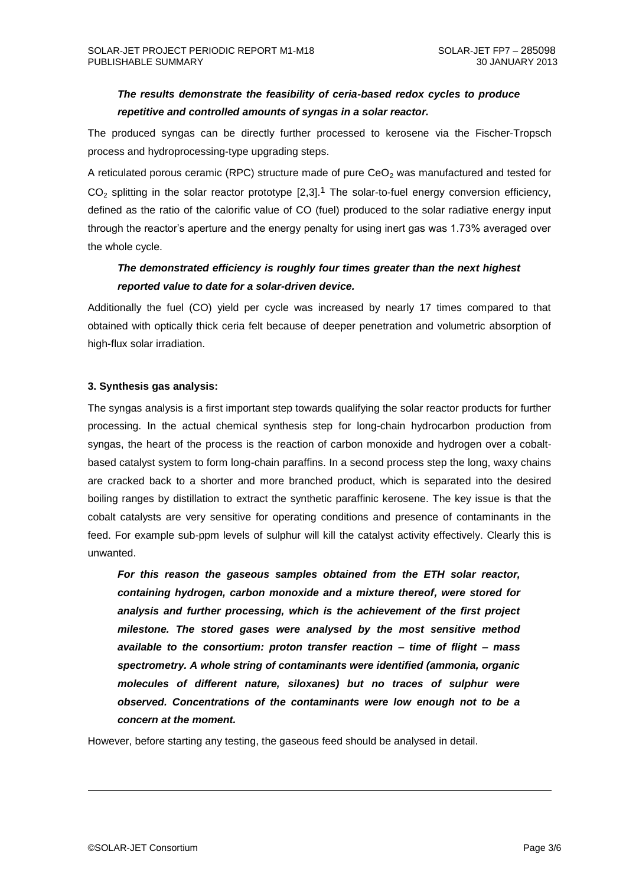***The results demonstrate the feasibility of ceria-based redox cycles to produce repetitive and controlled amounts of syngas in a solar reactor.***

The produced syngas can be directly further processed to kerosene via the Fischer-Tropsch process and hydroprocessing-type upgrading steps.

A reticulated porous ceramic (RPC) structure made of pure $CeO_2$ was manufactured and tested for $CO_2$ splitting in the solar reactor prototype [2,3].[1] The solar-to-fuel energy conversion efficiency, defined as the ratio of the calorific value of CO (fuel) produced to the solar radiative energy input through the reactor's aperture and the energy penalty for using inert gas was 1.73% averaged over the whole cycle.

***The demonstrated efficiency is roughly four times greater than the next highest reported value to date for a solar-driven device.***

Additionally the fuel (CO) yield per cycle was increased by nearly 17 times compared to that obtained with optically thick ceria felt because of deeper penetration and volumetric absorption of high-flux solar irradiation.

**3. Synthesis gas analysis:**

The syngas analysis is a first important step towards qualifying the solar reactor products for further processing. In the actual chemical synthesis step for long-chain hydrocarbon production from syngas, the heart of the process is the reaction of carbon monoxide and hydrogen over a cobalt-based catalyst system to form long-chain paraffins. In a second process step the long, waxy chains are cracked back to a shorter and more branched product, which is separated into the desired boiling ranges by distillation to extract the synthetic paraffinic kerosene. The key issue is that the cobalt catalysts are very sensitive for operating conditions and presence of contaminants in the feed. For example sub-ppm levels of sulphur will kill the catalyst activity effectively. Clearly this is unwanted.

***For this reason the gaseous samples obtained from the ETH solar reactor, containing hydrogen, carbon monoxide and a mixture thereof, were stored for analysis and further processing, which is the achievement of the first project milestone. The stored gases were analysed by the most sensitive method available to the consortium: proton transfer reaction – time of flight – mass spectrometry. A whole string of contaminants were identified (ammonia, organic molecules of different nature, siloxanes) but no traces of sulphur were observed. Concentrations of the contaminants were low enough not to be a concern at the moment.***

However, before starting any testing, the gaseous feed should be analysed in detail.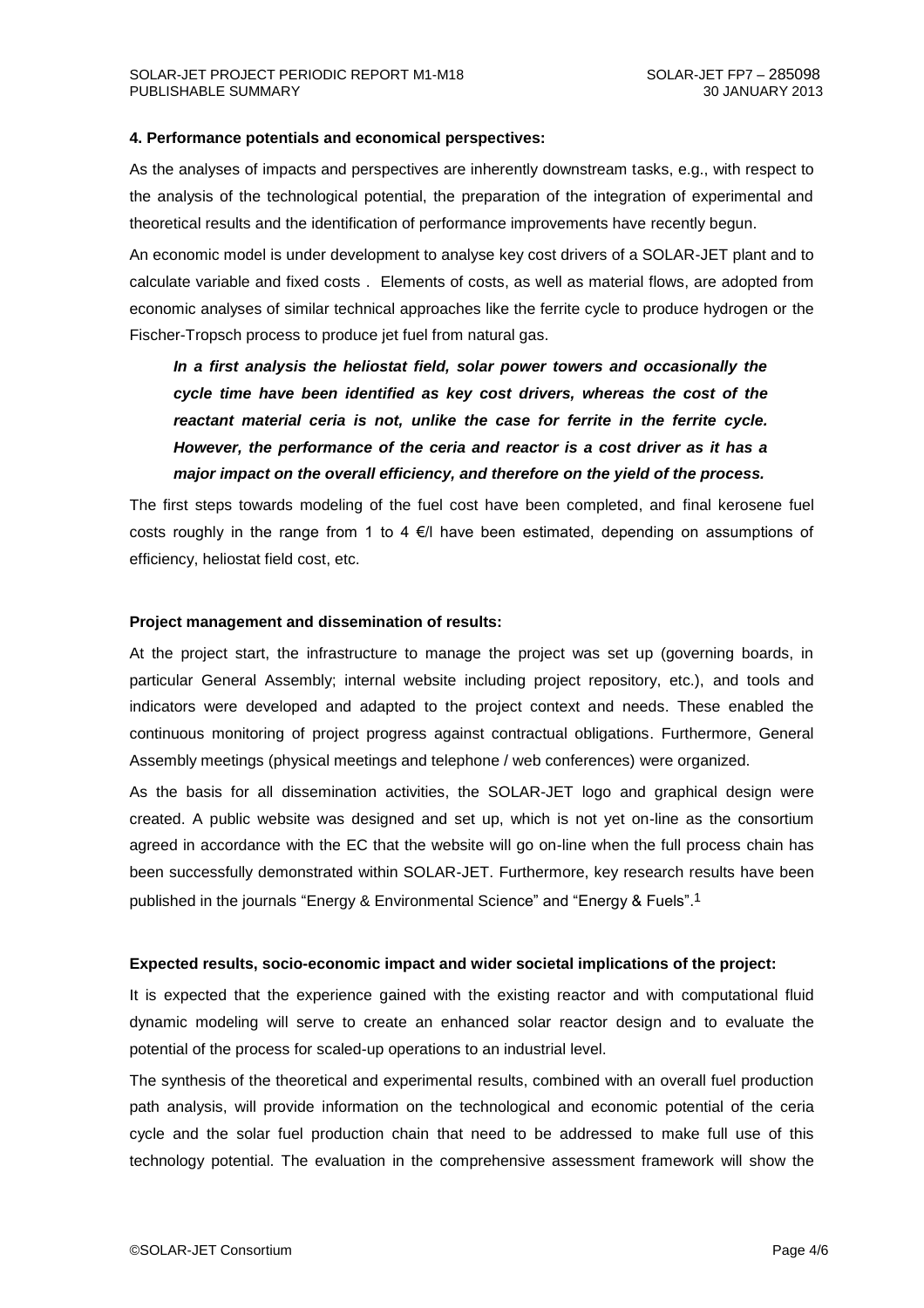**4. Performance potentials and economical perspectives:**

As the analyses of impacts and perspectives are inherently downstream tasks, e.g., with respect to the analysis of the technological potential, the preparation of the integration of experimental and theoretical results and the identification of performance improvements have recently begun.

An economic model is under development to analyse key cost drivers of a SOLAR-JET plant and to calculate variable and fixed costs . Elements of costs, as well as material flows, are adopted from economic analyses of similar technical approaches like the ferrite cycle to produce hydrogen or the Fischer-Tropsch process to produce jet fuel from natural gas.

> ***In a first analysis the heliostat field, solar power towers and occasionally the cycle time have been identified as key cost drivers, whereas the cost of the reactant material ceria is not, unlike the case for ferrite in the ferrite cycle. However, the performance of the ceria and reactor is a cost driver as it has a major impact on the overall efficiency, and therefore on the yield of the process.***

The first steps towards modeling of the fuel cost have been completed, and final kerosene fuel costs roughly in the range from 1 to 4 €/l have been estimated, depending on assumptions of efficiency, heliostat field cost, etc.

**Project management and dissemination of results:**

At the project start, the infrastructure to manage the project was set up (governing boards, in particular General Assembly; internal website including project repository, etc.), and tools and indicators were developed and adapted to the project context and needs. These enabled the continuous monitoring of project progress against contractual obligations. Furthermore, General Assembly meetings (physical meetings and telephone / web conferences) were organized.

As the basis for all dissemination activities, the SOLAR-JET logo and graphical design were created. A public website was designed and set up, which is not yet on-line as the consortium agreed in accordance with the EC that the website will go on-line when the full process chain has been successfully demonstrated within SOLAR-JET. Furthermore, key research results have been published in the journals "Energy & Environmental Science" and "Energy & Fuels".[1]

**Expected results, socio-economic impact and wider societal implications of the project:**

It is expected that the experience gained with the existing reactor and with computational fluid dynamic modeling will serve to create an enhanced solar reactor design and to evaluate the potential of the process for scaled-up operations to an industrial level.

The synthesis of the theoretical and experimental results, combined with an overall fuel production path analysis, will provide information on the technological and economic potential of the ceria cycle and the solar fuel production chain that need to be addressed to make full use of this technology potential. The evaluation in the comprehensive assessment framework will show the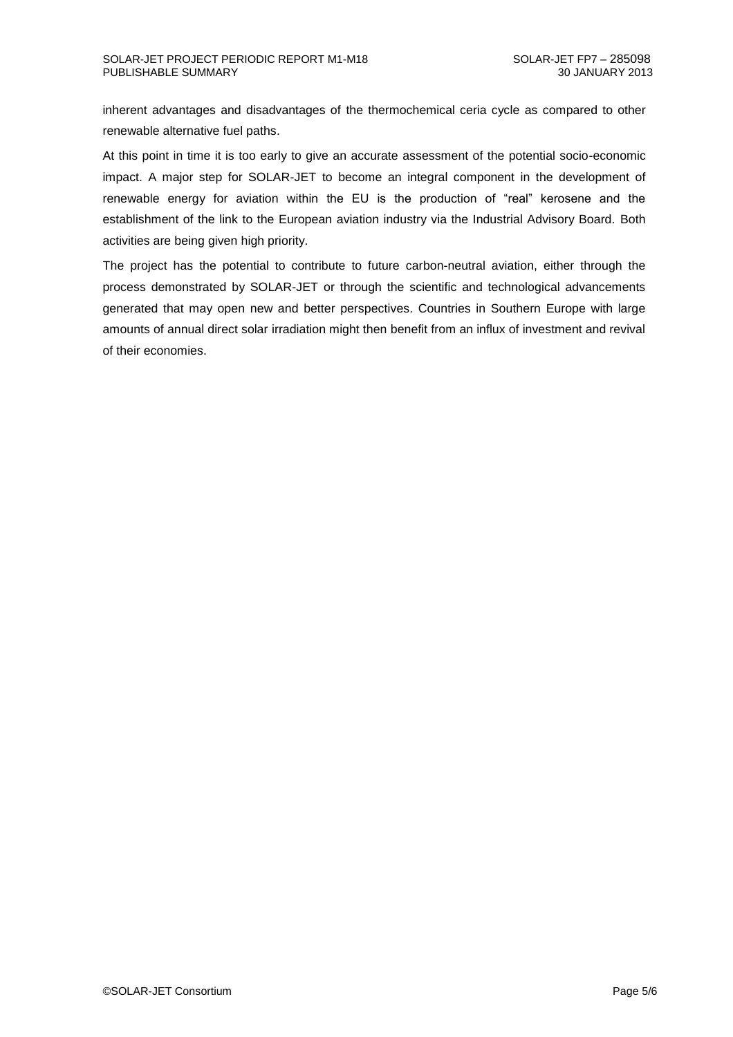inherent advantages and disadvantages of the thermochemical ceria cycle as compared to other renewable alternative fuel paths.

At this point in time it is too early to give an accurate assessment of the potential socio-economic impact. A major step for SOLAR-JET to become an integral component in the development of renewable energy for aviation within the EU is the production of "real" kerosene and the establishment of the link to the European aviation industry via the Industrial Advisory Board. Both activities are being given high priority.

The project has the potential to contribute to future carbon-neutral aviation, either through the process demonstrated by SOLAR-JET or through the scientific and technological advancements generated that may open new and better perspectives. Countries in Southern Europe with large amounts of annual direct solar irradiation might then benefit from an influx of investment and revival of their economies.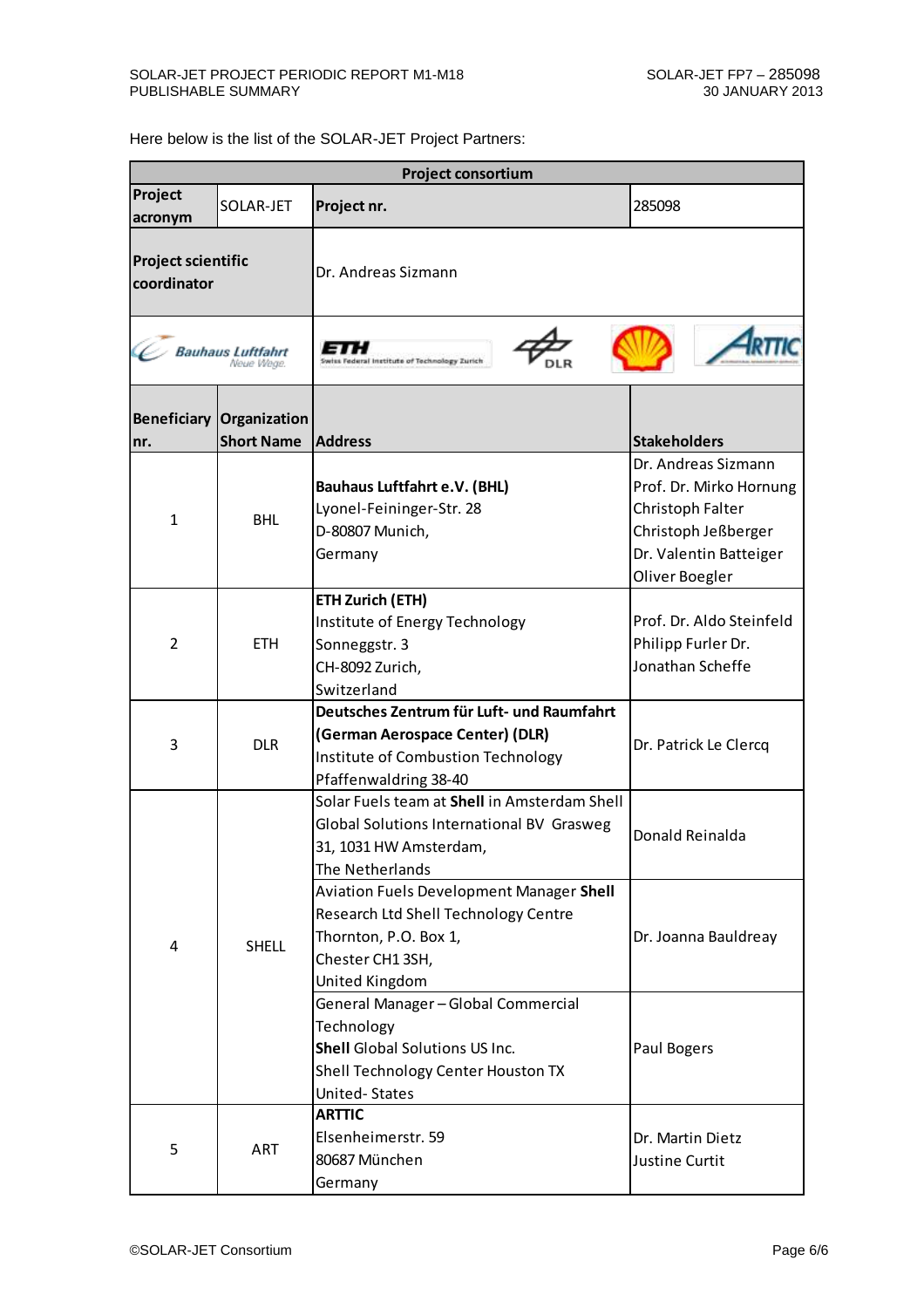Here below is the list of the SOLAR-JET Project Partners:

| Project consortium | | | |
|---|---|---|---|
| **Project acronym** | SOLAR-JET | **Project nr.** | 285098 |
| **Project scientific coordinator** | | Dr. Andreas Sizmann | |
| Bauhaus Luftfahrt Neue Wege. | | ETH Swiss Federal Institute of Technology Zurich DLR | ARTTIC |
| **Beneficiary nr.** | **Organization Short Name** | **Address** | **Stakeholders** |
| 1 | BHL | **Bauhaus Luftfahrt e.V. (BHL)**<br>Lyonel-Feininger-Str. 28<br>D-80807 Munich,<br>Germany | Dr. Andreas Sizmann<br>Prof. Dr. Mirko Hornung<br>Christoph Falter<br>Christoph Jeßberger<br>Dr. Valentin Batteiger<br>Oliver Boegler |
| 2 | ETH | **ETH Zurich (ETH)**<br>Institute of Energy Technology<br>Sonneggstr. 3<br>CH-8092 Zurich,<br>Switzerland | Prof. Dr. Aldo Steinfeld<br>Philipp Furler Dr.<br>Jonathan Scheffe |
| 3 | DLR | **Deutsches Zentrum für Luft- und Raumfahrt (German Aerospace Center) (DLR)**<br>Institute of Combustion Technology<br>Pfaffenwaldring 38-40 | Dr. Patrick Le Clercq |
| 4 | SHELL | Solar Fuels team at **Shell** in Amsterdam Shell Global Solutions International BV Grasweg 31, 1031 HW Amsterdam,<br>The Netherlands | Donald Reinalda |
| | | Aviation Fuels Development Manager **Shell** Research Ltd Shell Technology Centre Thornton, P.O. Box 1,<br>Chester CH1 3SH,<br>United Kingdom | Dr. Joanna Bauldreay |
| | | General Manager – Global Commercial Technology<br>**Shell** Global Solutions US Inc.<br>Shell Technology Center Houston TX<br>United- States | Paul Bogers |
| 5 | ART | **ARTTIC**<br>Elsenheimerstr. 59<br>80687 München<br>Germany | Dr. Martin Dietz<br>Justine Curtit |